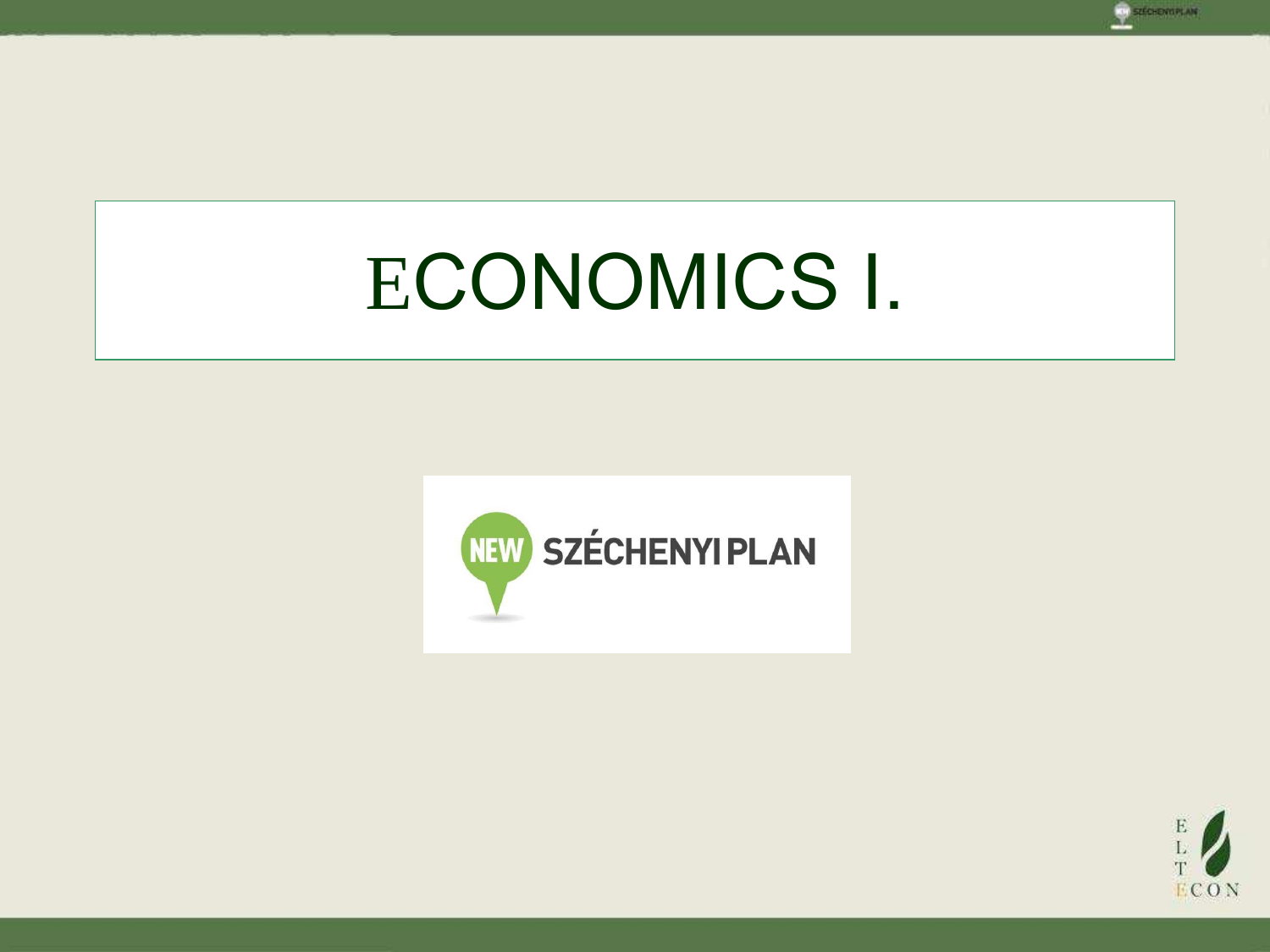# ECONOMICS I.

NEW SZÉCHENYI PLAN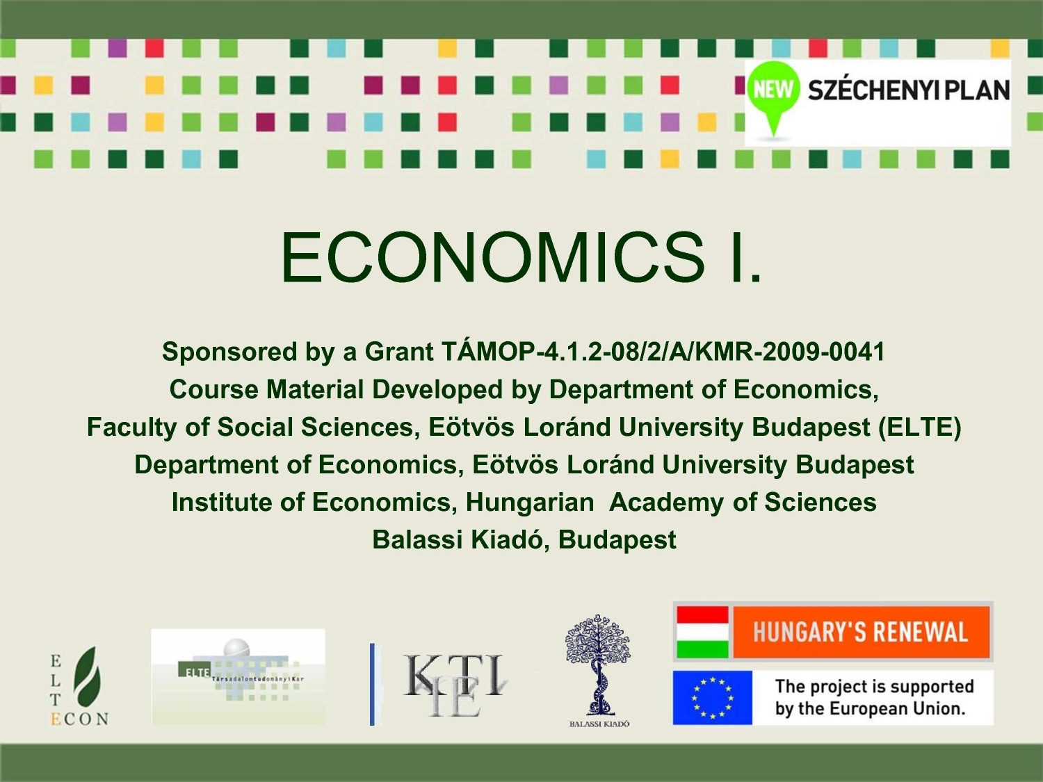# ECONOMICS I.

**Sponsored by a Grant TÁMOP-4.1.2-08/2/A/KMR-2009-0041**
**Course Material Developed by Department of Economics,**
**Faculty of Social Sciences, Eötvös Loránd University Budapest (ELTE)**
**Department of Economics, Eötvös Loránd University Budapest**
**Institute of Economics, Hungarian Academy of Sciences**
**Balassi Kiadó, Budapest**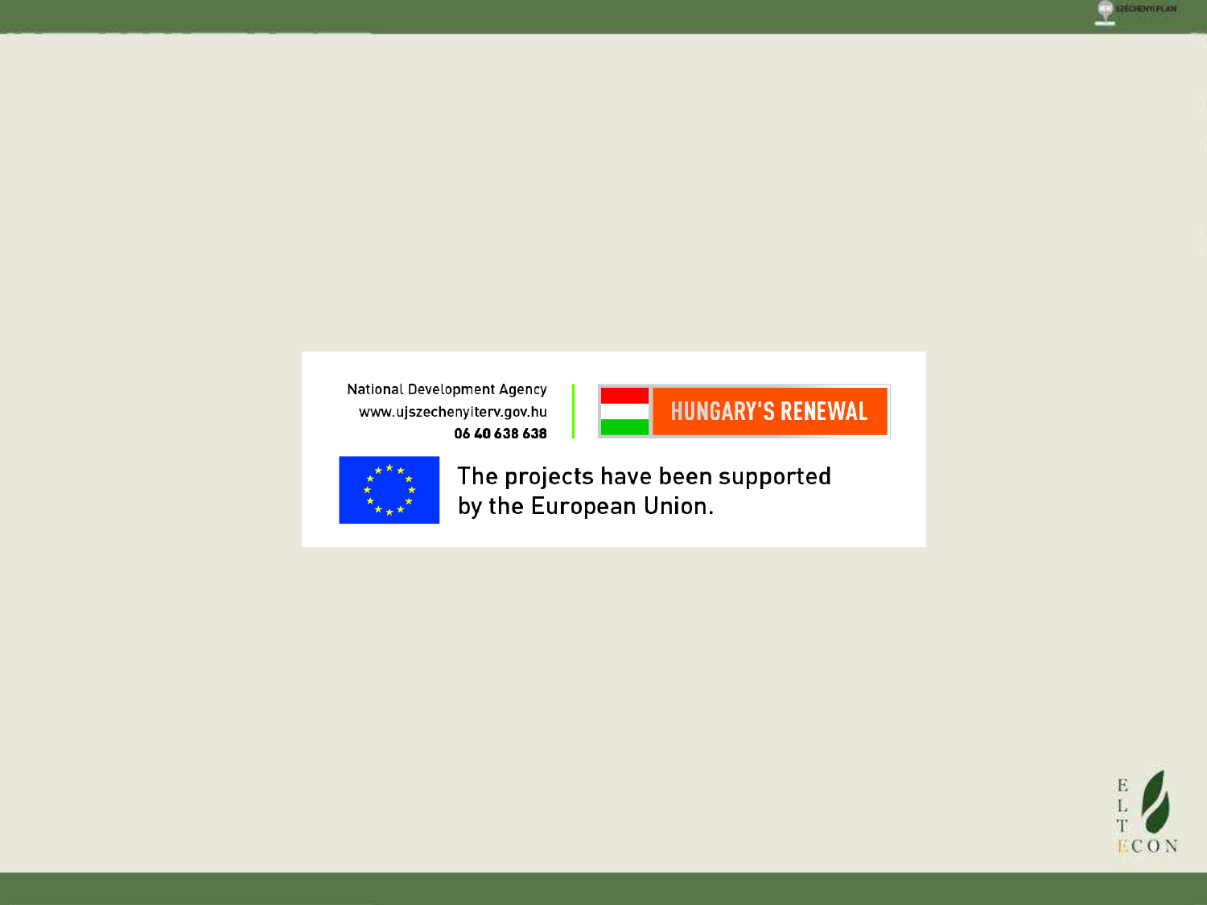National Development Agency
www.ujszechenyiterv.gov.hu
**06 40 638 638**

HUNGARY'S RENEWAL

The projects have been supported by the European Union.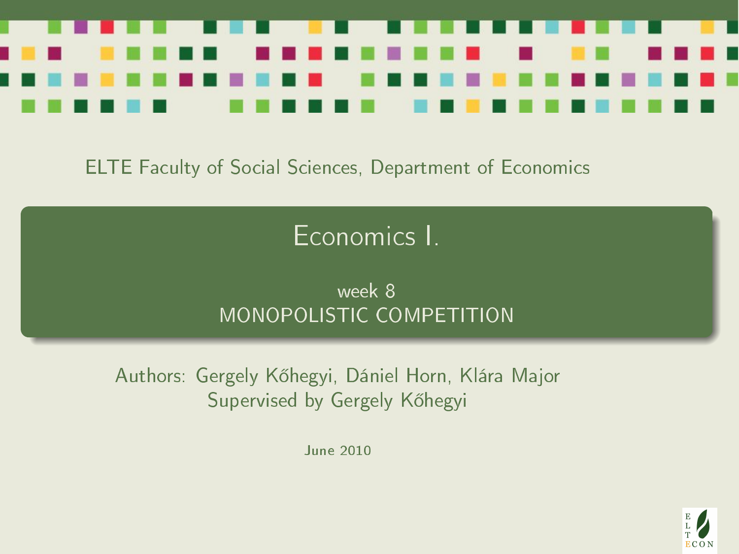ELTE Faculty of Social Sciences, Department of Economics

# Economics I.

## week 8
## MONOPOLISTIC COMPETITION

Authors: Gergely Kőhegyi, Dániel Horn, Klára Major
Supervised by Gergely Kőhegyi

June 2010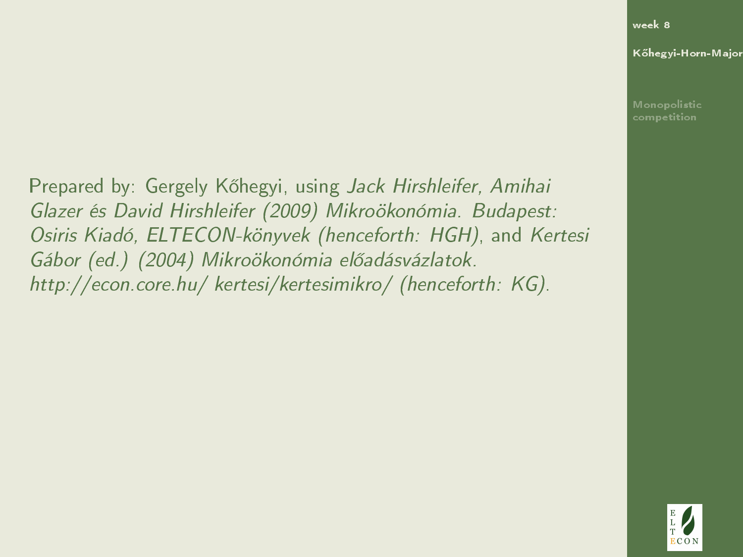Prepared by: Gergely Kőhegyi, using *Jack Hirshleifer, Amihai Glazer és David Hirshleifer (2009) Mikroökonómia. Budapest: Osiris Kiadó, ELTECON-könyvek (henceforth: HGH)*, and *Kertesi Gábor (ed.) (2004) Mikroökonómia előadásvázlatok. http://econ.core.hu/ kertesi/kertesimikro/ (henceforth: KG)*.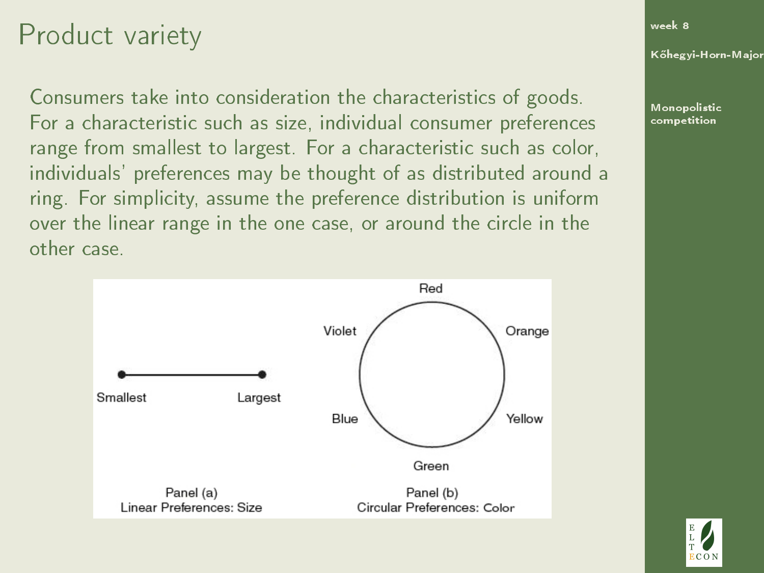# Product variety

Consumers take into consideration the characteristics of goods. For a characteristic such as size, individual consumer preferences range from smallest to largest. For a characteristic such as color, individuals' preferences may be thought of as distributed around a ring. For simplicity, assume the preference distribution is uniform over the linear range in the one case, or around the circle in the other case.

Smallest — Largest

Panel (a)
Linear Preferences: Size

Red, Orange, Yellow, Green, Blue, Violet

Panel (b)
Circular Preferences: Color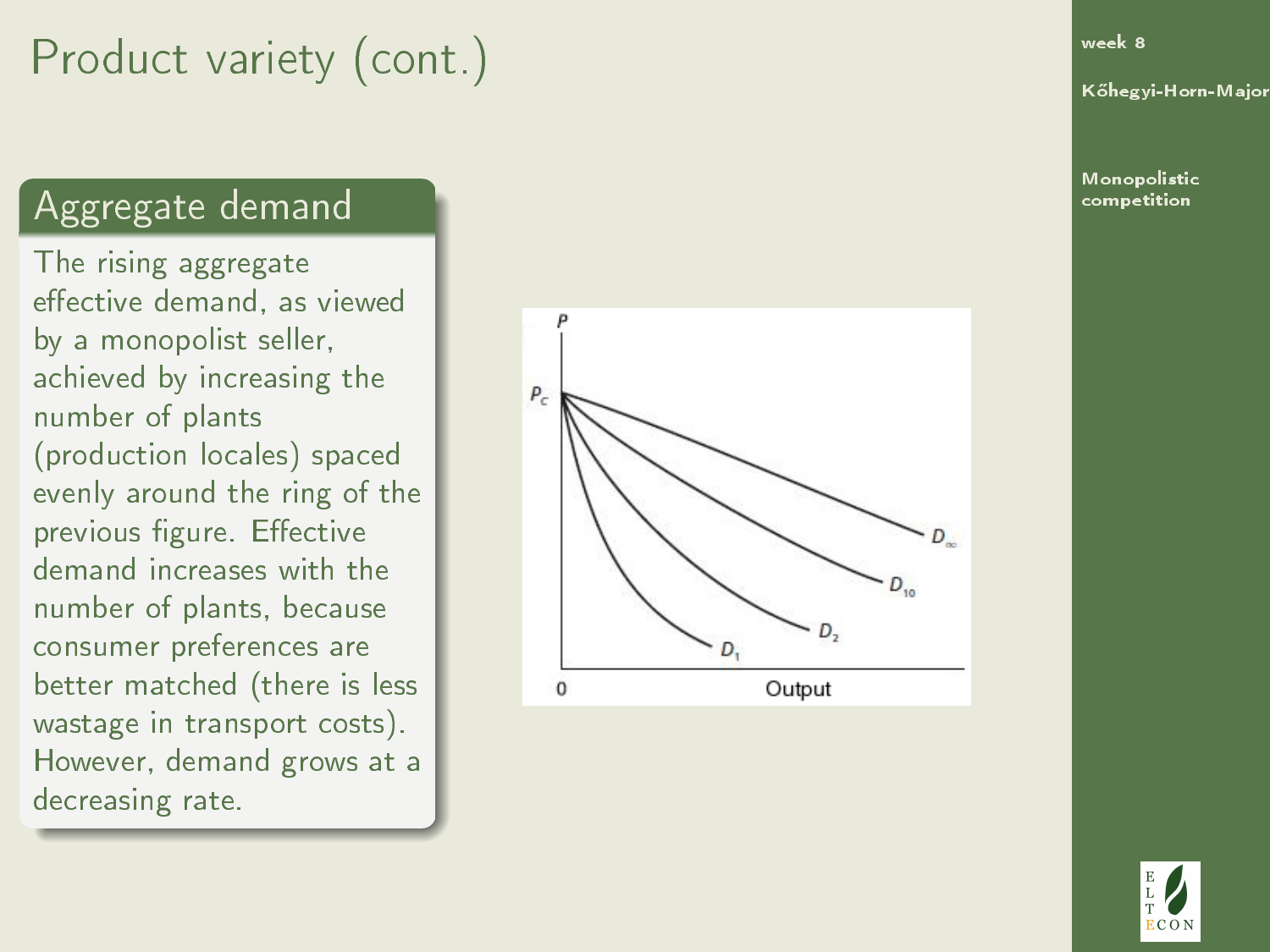# Product variety (cont.)

## Aggregate demand

The rising aggregate effective demand, as viewed by a monopolist seller, achieved by increasing the number of plants (production locales) spaced evenly around the ring of the previous figure. Effective demand increases with the number of plants, because consumer preferences are better matched (there is less wastage in transport costs). However, demand grows at a decreasing rate.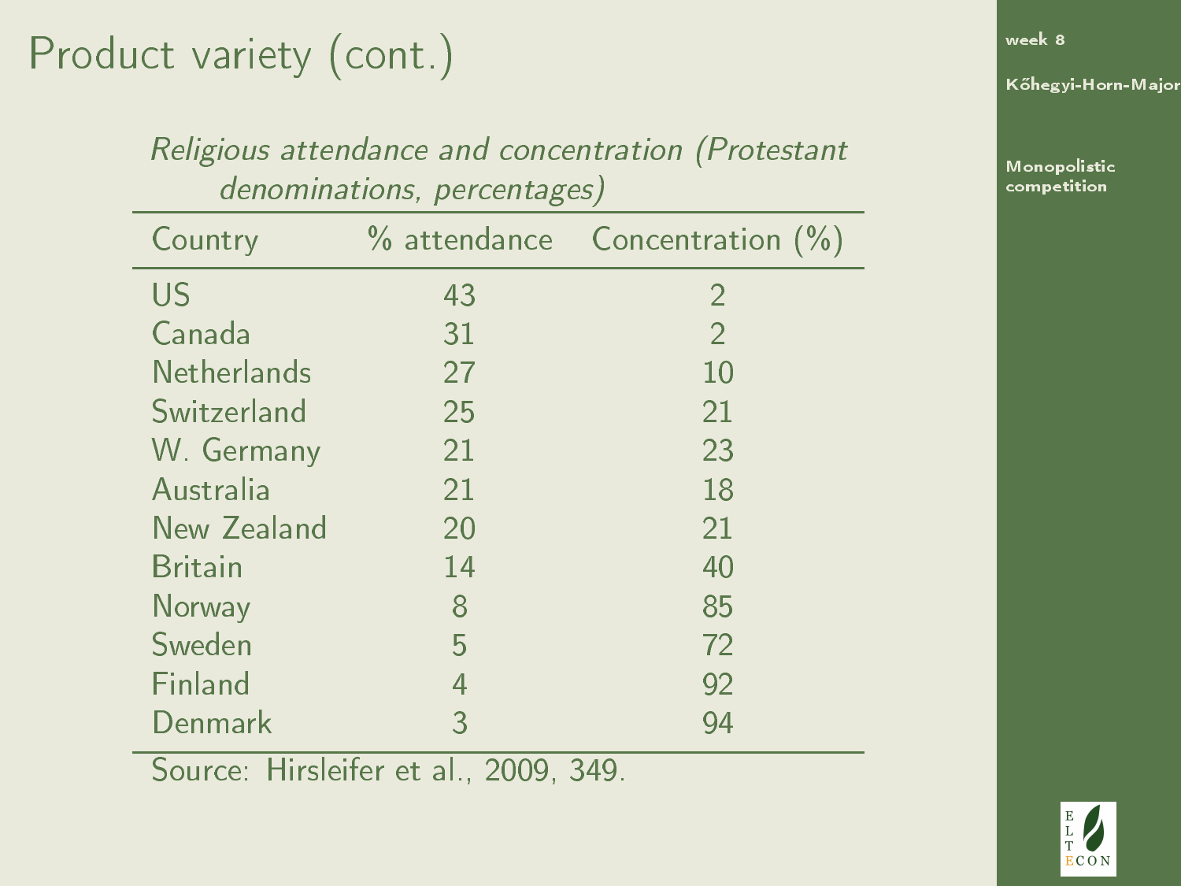# Product variety (cont.)

*Religious attendance and concentration (Protestant denominations, percentages)*

| Country | % attendance | Concentration (%) |
|---|---|---|
| US | 43 | 2 |
| Canada | 31 | 2 |
| Netherlands | 27 | 10 |
| Switzerland | 25 | 21 |
| W. Germany | 21 | 23 |
| Australia | 21 | 18 |
| New Zealand | 20 | 21 |
| Britain | 14 | 40 |
| Norway | 8 | 85 |
| Sweden | 5 | 72 |
| Finland | 4 | 92 |
| Denmark | 3 | 94 |

Source: Hirsleifer et al., 2009, 349.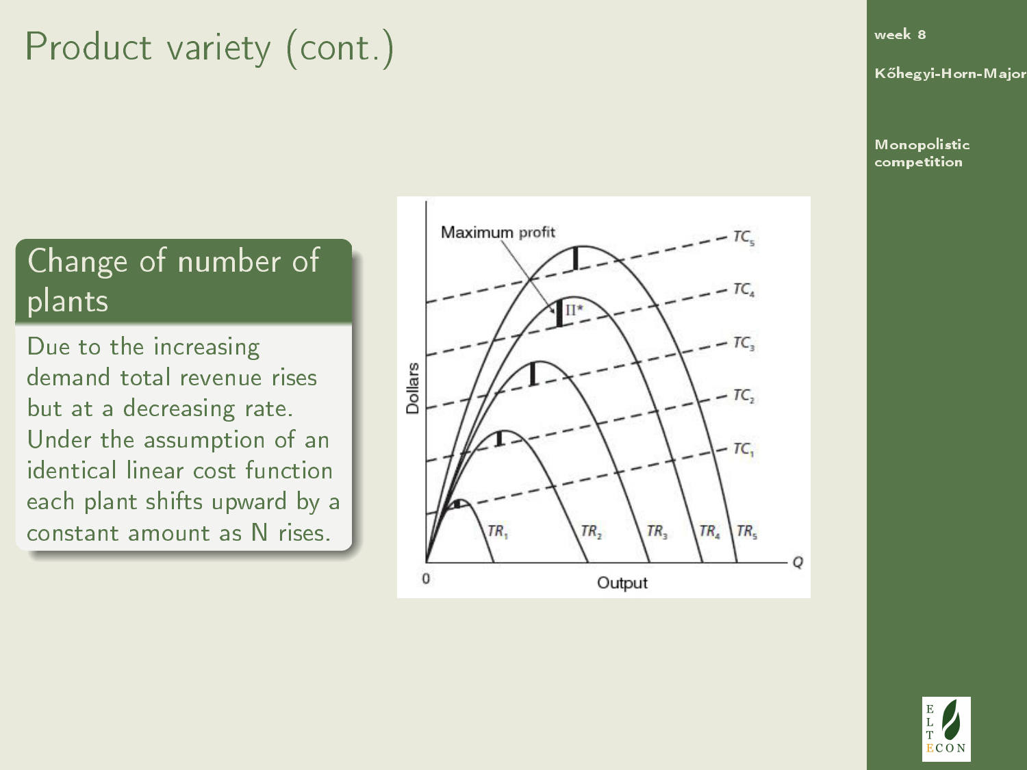# Product variety (cont.)

## Change of number of plants

Due to the increasing demand total revenue rises but at a decreasing rate. Under the assumption of an identical linear cost function each plant shifts upward by a constant amount as N rises.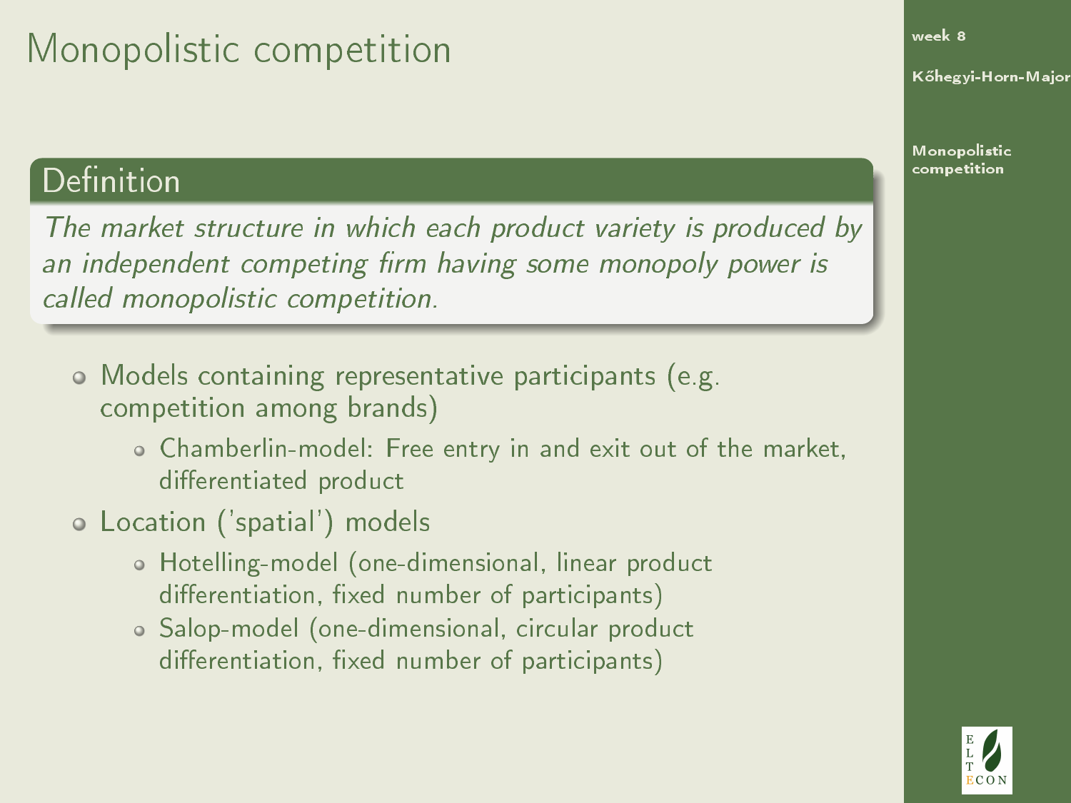# Monopolistic competition

## Definition

*The market structure in which each product variety is produced by an independent competing firm having some monopoly power is called monopolistic competition.*

- Models containing representative participants (e.g. competition among brands)
  - Chamberlin-model: Free entry in and exit out of the market, differentiated product
- Location ('spatial') models
  - Hotelling-model (one-dimensional, linear product differentiation, fixed number of participants)
  - Salop-model (one-dimensional, circular product differentiation, fixed number of participants)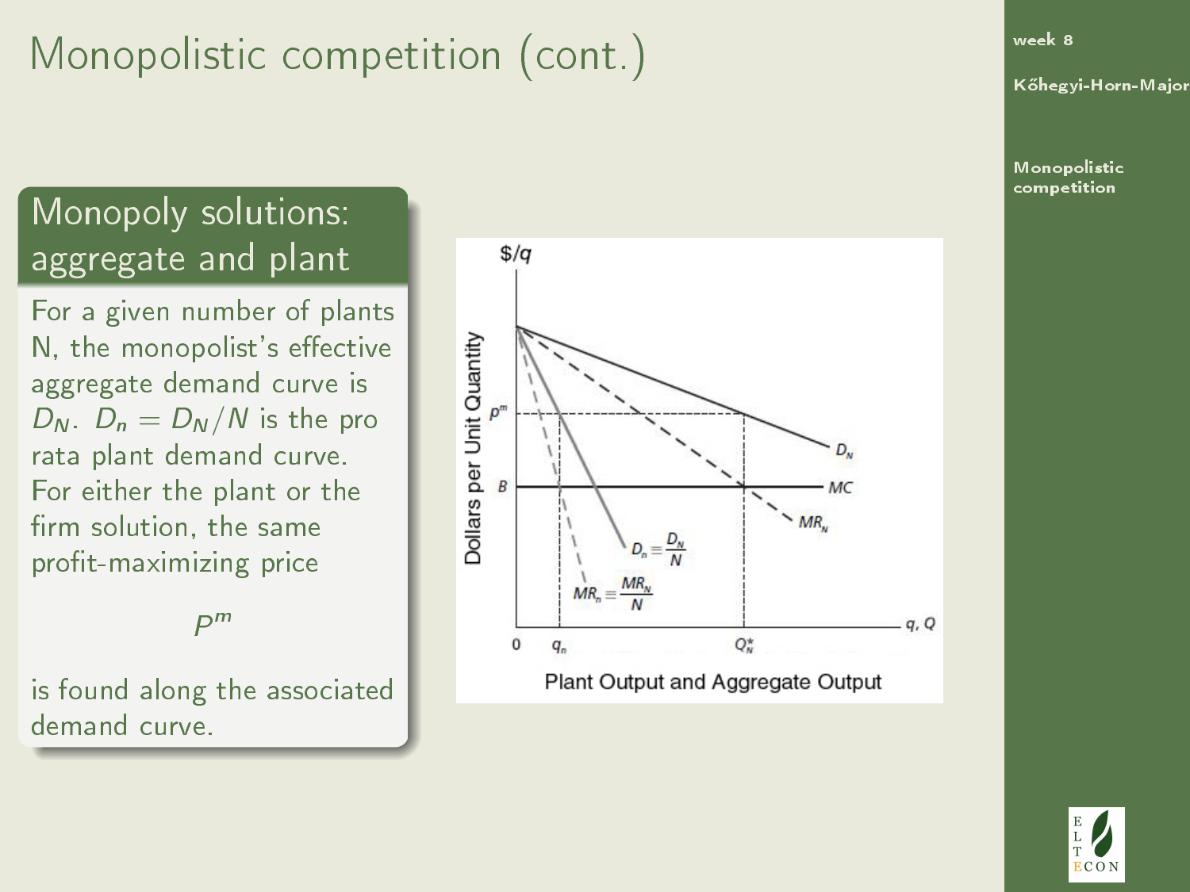# Monopolistic competition (cont.)

## Monopoly solutions: aggregate and plant

For a given number of plants N, the monopolist's effective aggregate demand curve is $D_N$. $D_n = D_N/N$ is the pro rata plant demand curve. For either the plant or the firm solution, the same profit-maximizing price

$$P^m$$

is found along the associated demand curve.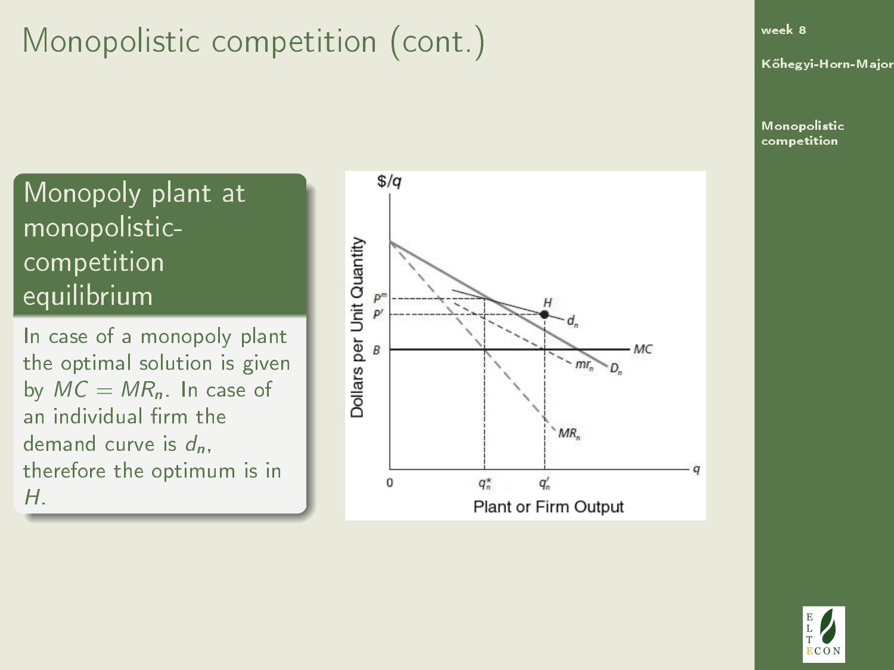# Monopolistic competition (cont.)

## Monopoly plant at monopolistic-competition equilibrium

In case of a monopoly plant the optimal solution is given by $MC = MR_n$. In case of an individual firm the demand curve is $d_n$, therefore the optimum is in $H$.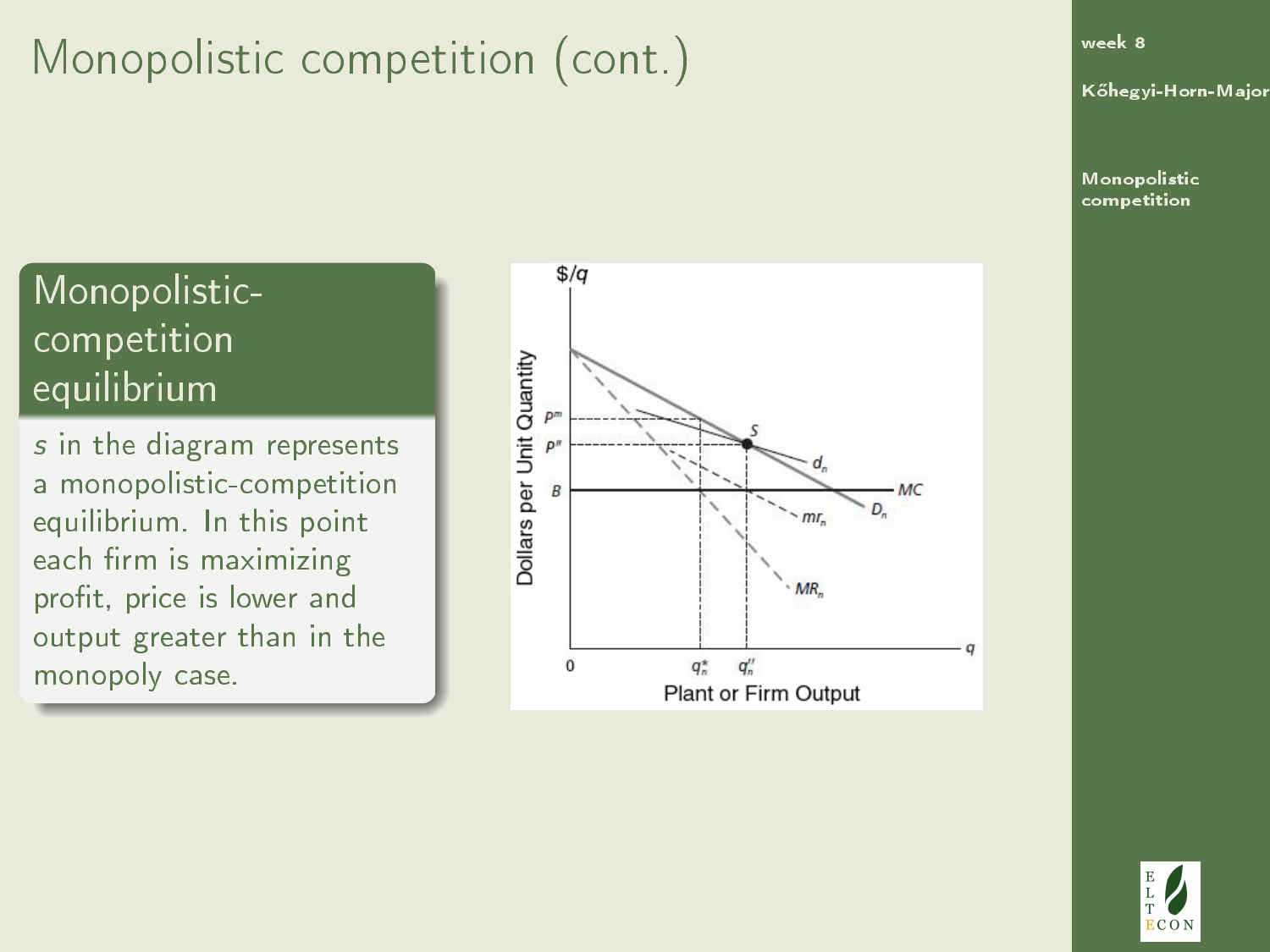# Monopolistic competition (cont.)

### Monopolistic-competition equilibrium

$s$ in the diagram represents a monopolistic-competition equilibrium. In this point each firm is maximizing profit, price is lower and output greater than in the monopoly case.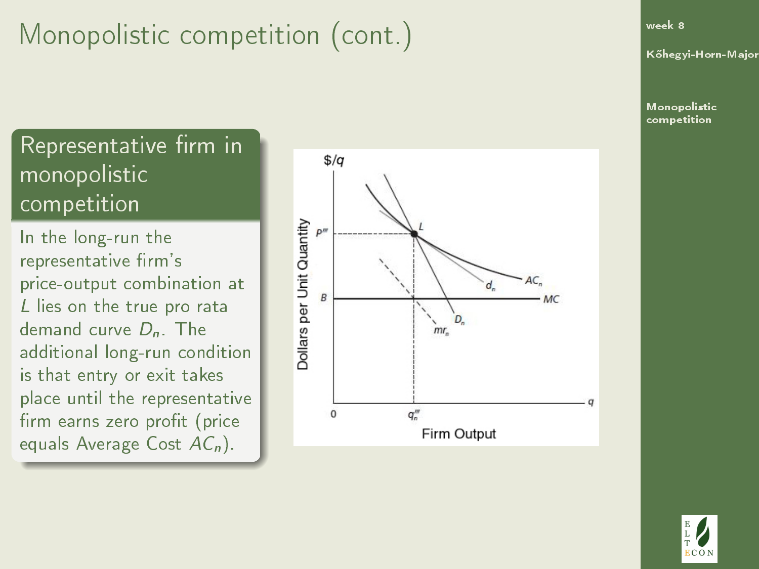# Monopolistic competition (cont.)

## Representative firm in monopolistic competition

In the long-run the representative firm's price-output combination at $L$ lies on the true pro rata demand curve $D_n$. The additional long-run condition is that entry or exit takes place until the representative firm earns zero profit (price equals Average Cost $AC_n$).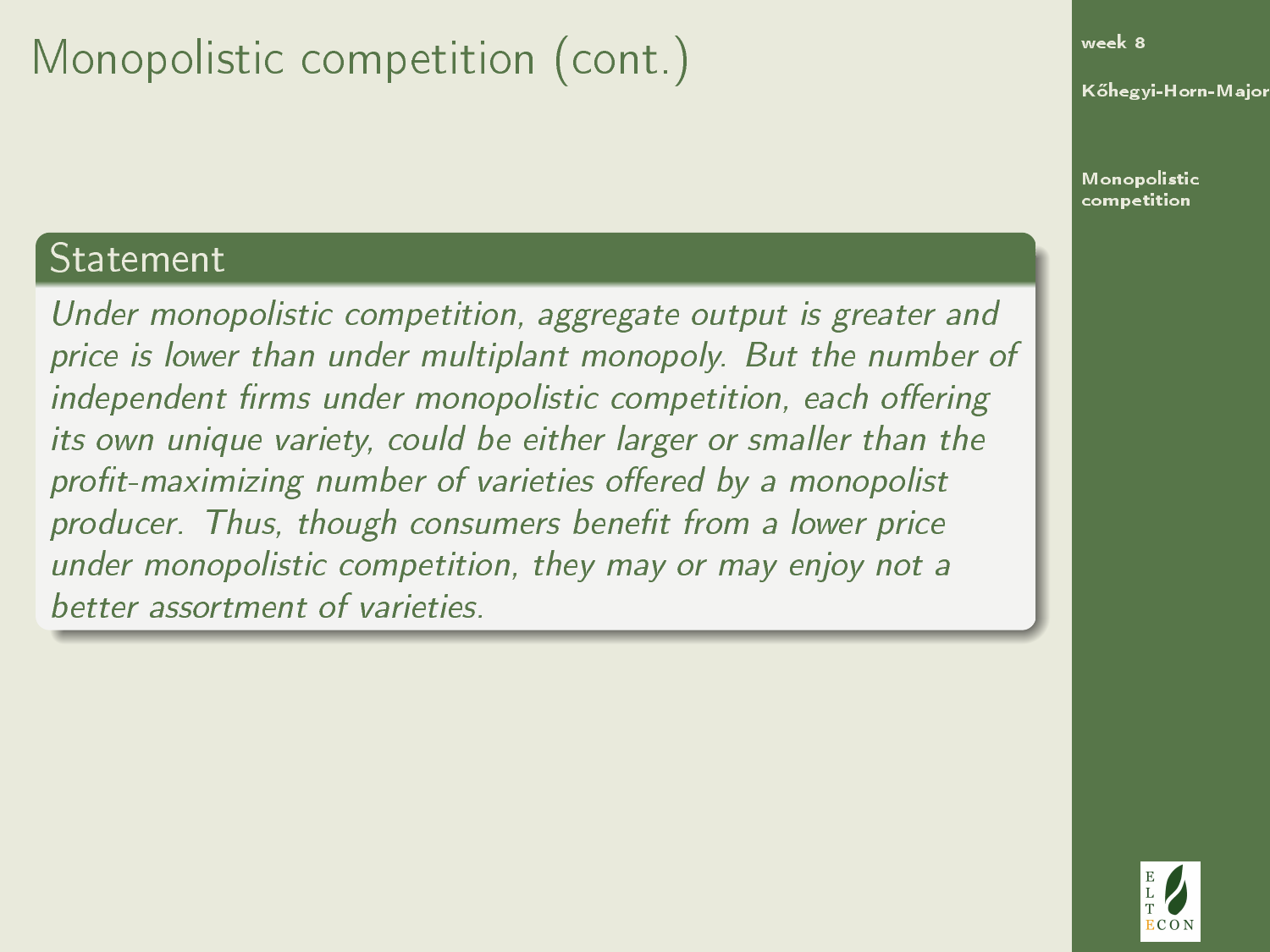# Monopolistic competition (cont.)

## Statement

*Under monopolistic competition, aggregate output is greater and price is lower than under multiplant monopoly. But the number of independent firms under monopolistic competition, each offering its own unique variety, could be either larger or smaller than the profit-maximizing number of varieties offered by a monopolist producer. Thus, though consumers benefit from a lower price under monopolistic competition, they may or may enjoy not a better assortment of varieties.*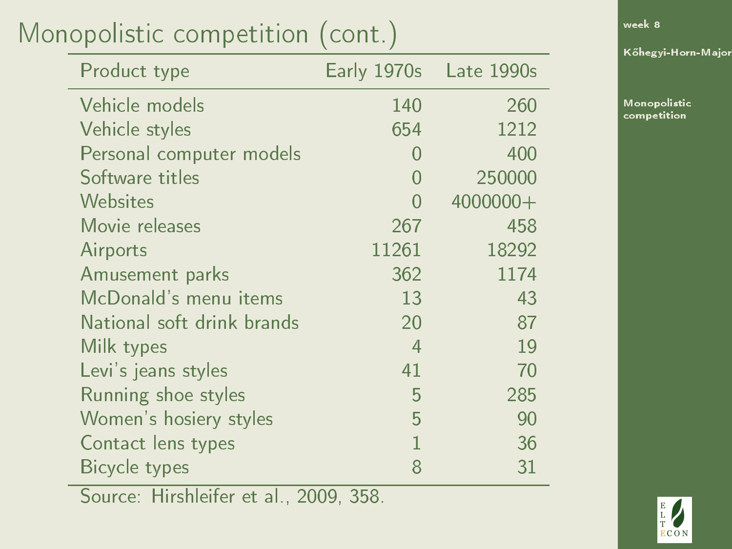# Monopolistic competition (cont.)

| Product type | Early 1970s | Late 1990s |
|---|---|---|
| Vehicle models | 140 | 260 |
| Vehicle styles | 654 | 1212 |
| Personal computer models | 0 | 400 |
| Software titles | 0 | 250000 |
| Websites | 0 | 4000000+ |
| Movie releases | 267 | 458 |
| Airports | 11261 | 18292 |
| Amusement parks | 362 | 1174 |
| McDonald's menu items | 13 | 43 |
| National soft drink brands | 20 | 87 |
| Milk types | 4 | 19 |
| Levi's jeans styles | 41 | 70 |
| Running shoe styles | 5 | 285 |
| Women's hosiery styles | 5 | 90 |
| Contact lens types | 1 | 36 |
| Bicycle types | 8 | 31 |

Source: Hirshleifer et al., 2009, 358.